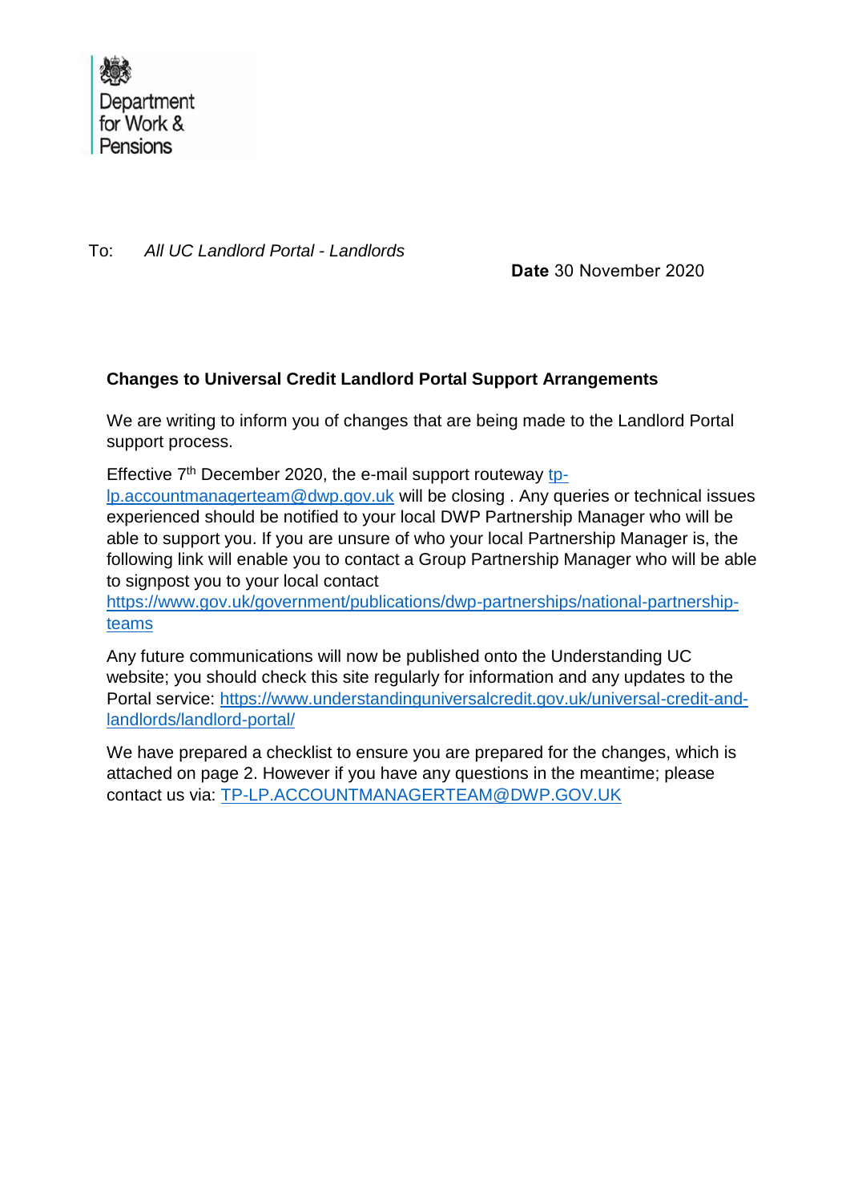Department for Work & Pensions

To: *All UC Landlord Portal - Landlords*

**Date** 30 November 2020

**Changes to Universal Credit Landlord Portal Support Arrangements**

We are writing to inform you of changes that are being made to the Landlord Portal support process.

Effective 7th December 2020, the e-mail support routeway tp-lp.accountmanagerteam@dwp.gov.uk will be closing . Any queries or technical issues experienced should be notified to your local DWP Partnership Manager who will be able to support you. If you are unsure of who your local Partnership Manager is, the following link will enable you to contact a Group Partnership Manager who will be able to signpost you to your local contact https://www.gov.uk/government/publications/dwp-partnerships/national-partnership-teams

Any future communications will now be published onto the Understanding UC website; you should check this site regularly for information and any updates to the Portal service: https://www.understandinguniversalcredit.gov.uk/universal-credit-and-landlords/landlord-portal/

We have prepared a checklist to ensure you are prepared for the changes, which is attached on page 2. However if you have any questions in the meantime; please contact us via: TP-LP.ACCOUNTMANAGERTEAM@DWP.GOV.UK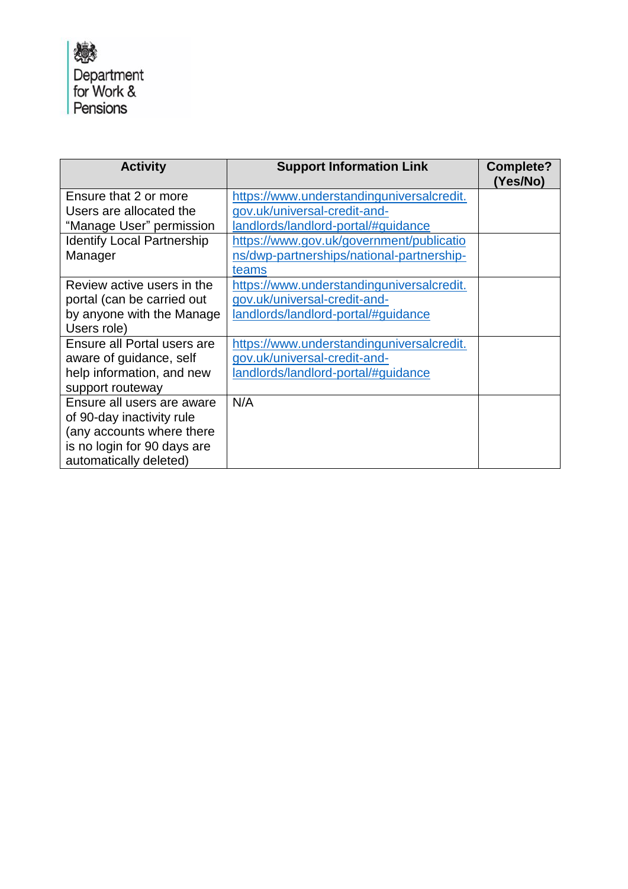Department for Work & Pensions

| Activity | Support Information Link | Complete? (Yes/No) |
|---|---|---|
| Ensure that 2 or more Users are allocated the "Manage User" permission | https://www.understandinguniversalcredit.gov.uk/universal-credit-and-landlords/landlord-portal/#guidance | |
| Identify Local Partnership Manager | https://www.gov.uk/government/publications/dwp-partnerships/national-partnership-teams | |
| Review active users in the portal (can be carried out by anyone with the Manage Users role) | https://www.understandinguniversalcredit.gov.uk/universal-credit-and-landlords/landlord-portal/#guidance | |
| Ensure all Portal users are aware of guidance, self help information, and new support routeway | https://www.understandinguniversalcredit.gov.uk/universal-credit-and-landlords/landlord-portal/#guidance | |
| Ensure all users are aware of 90-day inactivity rule (any accounts where there is no login for 90 days are automatically deleted) | N/A | |